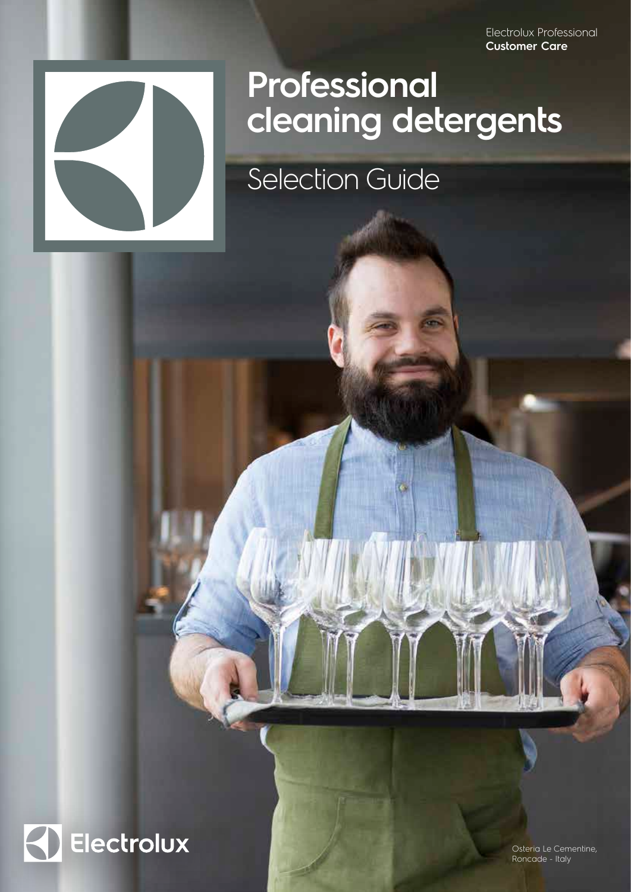Electrolux Professional
**Customer Care**

# Professional cleaning detergents

## Selection Guide

Electrolux

Osteria Le Cementine,
Roncade - Italy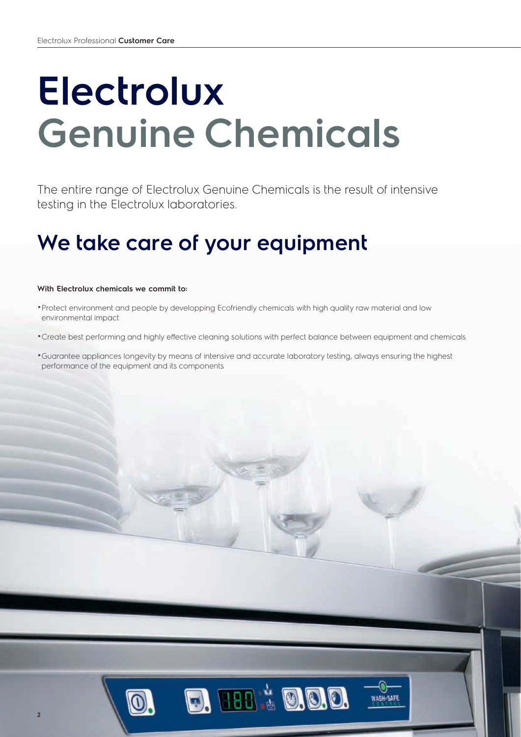# Electrolux Genuine Chemicals

The entire range of Electrolux Genuine Chemicals is the result of intensive testing in the Electrolux laboratories.

## We take care of your equipment

**With Electrolux chemicals we commit to:**

- Protect environment and people by developping Ecofriendly chemicals with high quality raw material and low environmental impact
- Create best performing and highly effective cleaning solutions with perfect balance between equipment and chemicals
- Guarantee appliances longevity by means of intensive and accurate laboratory testing, always ensuring the highest performance of the equipment and its components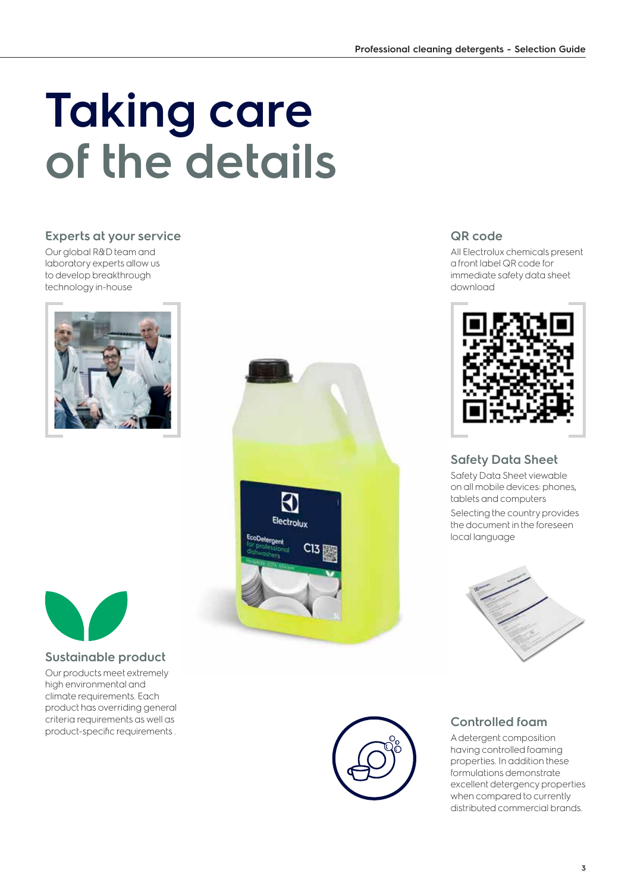# Taking care of the details

## Experts at your service

Our global R&D team and laboratory experts allow us to develop breakthrough technology in-house

## QR code

All Electrolux chemicals present a front label QR code for immediate safety data sheet download

## Safety Data Sheet

Safety Data Sheet viewable on all mobile devices: phones, tablets and computers

Selecting the country provides the document in the foreseen local language

## Sustainable product

Our products meet extremely high environmental and climate requirements. Each product has overriding general criteria requirements as well as product-specific requirements .

## Controlled foam

A detergent composition having controlled foaming properties. In addition these formulations demonstrate excellent detergency properties when compared to currently distributed commercial brands.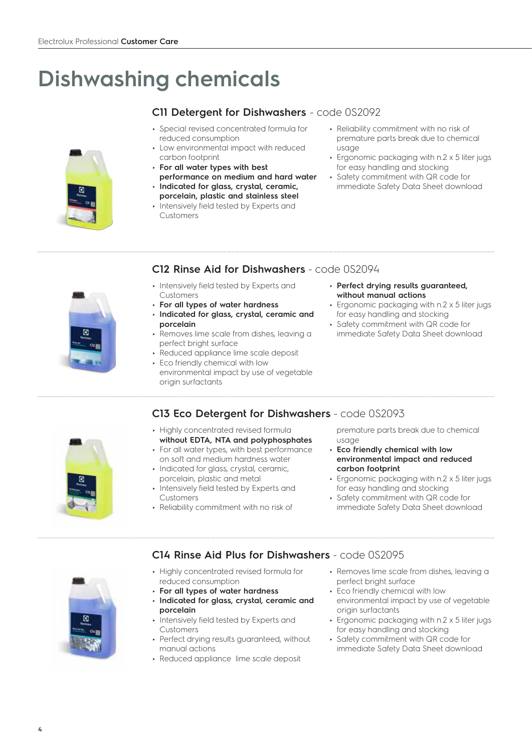# Dishwashing chemicals

## C11 Detergent for Dishwashers - code 0S2092

- Special revised concentrated formula for reduced consumption
- Low environmental impact with reduced carbon footprint
- **For all water types with best performance on medium and hard water**
- **Indicated for glass, crystal, ceramic, porcelain, plastic and stainless steel**
- Intensively field tested by Experts and Customers
- Reliability commitment with no risk of premature parts break due to chemical usage
- Ergonomic packaging with n.2 x 5 liter jugs for easy handling and stocking
- Safety commitment with QR code for immediate Safety Data Sheet download

## C12 Rinse Aid for Dishwashers - code 0S2094

- Intensively field tested by Experts and Customers
- **For all types of water hardness**
- **Indicated for glass, crystal, ceramic and porcelain**
- Removes lime scale from dishes, leaving a perfect bright surface
- Reduced appliance lime scale deposit
- Eco friendly chemical with low environmental impact by use of vegetable origin surfactants
- **Perfect drying results guaranteed, without manual actions**
- Ergonomic packaging with n.2 x 5 liter jugs for easy handling and stocking
- Safety commitment with QR code for immediate Safety Data Sheet download

## C13 Eco Detergent for Dishwashers - code 0S2093

- Highly concentrated revised formula **without EDTA, NTA and polyphosphates**
- For all water types, with best performance on soft and medium hardness water
- Indicated for glass, crystal, ceramic, porcelain, plastic and metal
- Intensively field tested by Experts and Customers
- Reliability commitment with no risk of premature parts break due to chemical usage
- **Eco friendly chemical with low environmental impact and reduced carbon footprint**
- Ergonomic packaging with n.2 x 5 liter jugs for easy handling and stocking
- Safety commitment with QR code for immediate Safety Data Sheet download

## C14 Rinse Aid Plus for Dishwashers - code 0S2095

- Highly concentrated revised formula for reduced consumption
- **For all types of water hardness**
- **Indicated for glass, crystal, ceramic and porcelain**
- Intensively field tested by Experts and Customers
- Perfect drying results guaranteed, without manual actions
- Reduced appliance lime scale deposit
- Removes lime scale from dishes, leaving a perfect bright surface
- Eco friendly chemical with low environmental impact by use of vegetable origin surfactants
- Ergonomic packaging with n.2 x 5 liter jugs for easy handling and stocking
- Safety commitment with QR code for immediate Safety Data Sheet download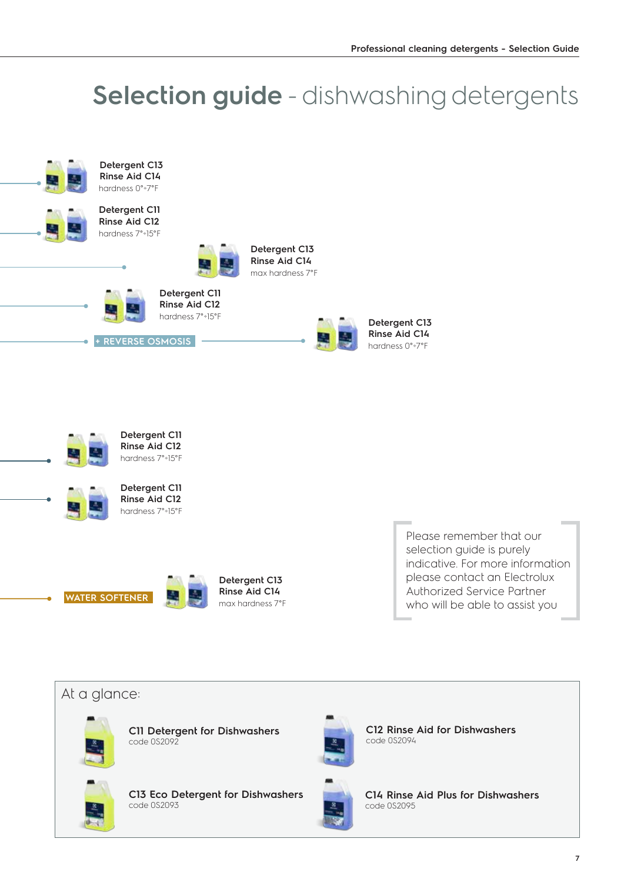# Selection guide - dishwashing detergents

Detergent C13
Rinse Aid C14
hardness 0°÷7°F

Detergent C11
Rinse Aid C12
hardness 7°÷15°F

Detergent C13
Rinse Aid C14
max hardness 7°F

Detergent C11
Rinse Aid C12
hardness 7°÷15°F

+ REVERSE OSMOSIS

Detergent C13
Rinse Aid C14
hardness 0°÷7°F

Detergent C11
Rinse Aid C12
hardness 7°÷15°F

Detergent C11
Rinse Aid C12
hardness 7°÷15°F

WATER SOFTENER

Detergent C13
Rinse Aid C14
max hardness 7°F

Please remember that our selection guide is purely indicative. For more information please contact an Electrolux Authorized Service Partner who will be able to assist you

## At a glance:

**C11 Detergent for Dishwashers**
code 0S2092

**C12 Rinse Aid for Dishwashers**
code 0S2094

**C13 Eco Detergent for Dishwashers**
code 0S2093

**C14 Rinse Aid Plus for Dishwashers**
code 0S2095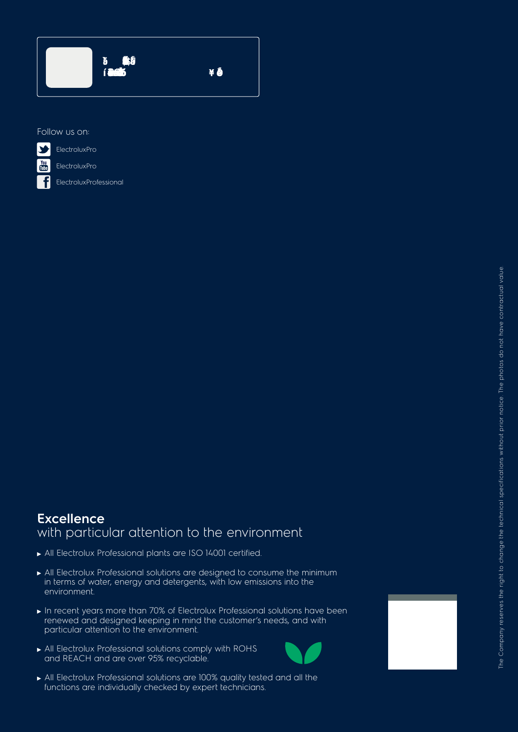Follow us on:

ElectroluxPro

ElectroluxPro

ElectroluxProfessional

## **Excellence**
with particular attention to the environment

- All Electrolux Professional plants are ISO 14001 certified.
- All Electrolux Professional solutions are designed to consume the minimum in terms of water, energy and detergents, with low emissions into the environment.
- In recent years more than 70% of Electrolux Professional solutions have been renewed and designed keeping in mind the customer's needs, and with particular attention to the environment.
- All Electrolux Professional solutions comply with ROHS and REACH and are over 95% recyclable.
- All Electrolux Professional solutions are 100% quality tested and all the functions are individually checked by expert technicians.

The Company reserves the right to change the technical specifications without prior notice. The photos do not have contractual value.